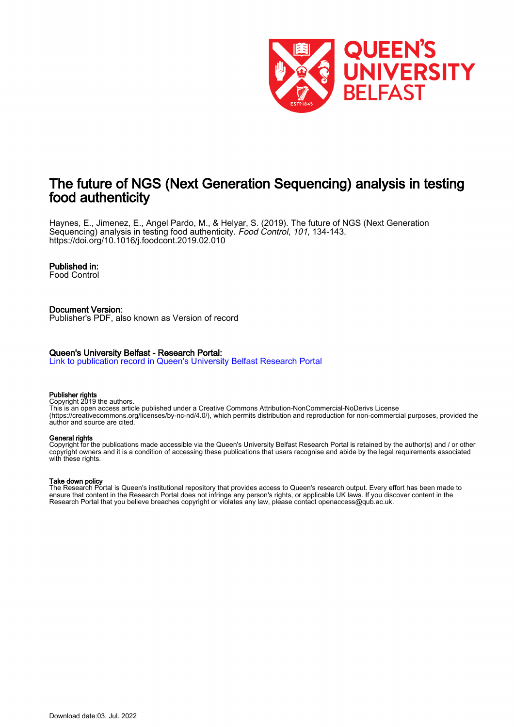# The future of NGS (Next Generation Sequencing) analysis in testing food authenticity

Haynes, E., Jimenez, E., Angel Pardo, M., & Helyar, S. (2019). The future of NGS (Next Generation Sequencing) analysis in testing food authenticity. *Food Control*, *101*, 134-143. https://doi.org/10.1016/j.foodcont.2019.02.010

**Published in:**
Food Control

**Document Version:**
Publisher's PDF, also known as Version of record

**Queen's University Belfast - Research Portal:**
[Link to publication record in Queen's University Belfast Research Portal]

**Publisher rights**
Copyright 2019 the authors.
This is an open access article published under a Creative Commons Attribution-NonCommercial-NoDerivs License (https://creativecommons.org/licenses/by-nc-nd/4.0/), which permits distribution and reproduction for non-commercial purposes, provided the author and source are cited.

**General rights**
Copyright for the publications made accessible via the Queen's University Belfast Research Portal is retained by the author(s) and / or other copyright owners and it is a condition of accessing these publications that users recognise and abide by the legal requirements associated with these rights.

**Take down policy**
The Research Portal is Queen's institutional repository that provides access to Queen's research output. Every effort has been made to ensure that content in the Research Portal does not infringe any person's rights, or applicable UK laws. If you discover content in the Research Portal that you believe breaches copyright or violates any law, please contact openaccess@qub.ac.uk.

Download date:03. Jul. 2022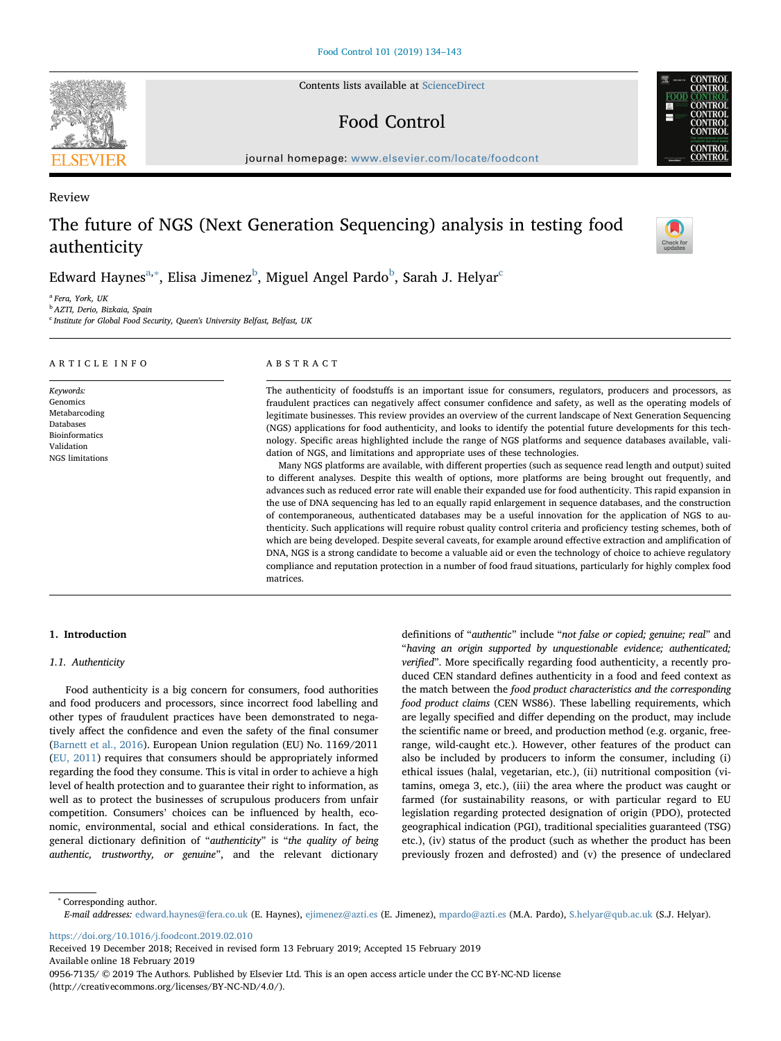Review

# The future of NGS (Next Generation Sequencing) analysis in testing food authenticity

Edward Haynes[a,*], Elisa Jimenez[b], Miguel Angel Pardo[b], Sarah J. Helyar[c]

[a] Fera, York, UK
[b] AZTI, Derio, Bizkaia, Spain
[c] Institute for Global Food Security, Queen's University Belfast, Belfast, UK

## ARTICLE INFO

*Keywords:*
Genomics
Metabarcoding
Databases
Bioinformatics
Validation
NGS limitations

## ABSTRACT

The authenticity of foodstuffs is an important issue for consumers, regulators, producers and processors, as fraudulent practices can negatively affect consumer confidence and safety, as well as the operating models of legitimate businesses. This review provides an overview of the current landscape of Next Generation Sequencing (NGS) applications for food authenticity, and looks to identify the potential future developments for this technology. Specific areas highlighted include the range of NGS platforms and sequence databases available, validation of NGS, and limitations and appropriate uses of these technologies.

Many NGS platforms are available, with different properties (such as sequence read length and output) suited to different analyses. Despite this wealth of options, more platforms are being brought out frequently, and advances such as reduced error rate will enable their expanded use for food authenticity. This rapid expansion in the use of DNA sequencing has led to an equally rapid enlargement in sequence databases, and the construction of contemporaneous, authenticated databases may be a useful innovation for the application of NGS to authenticity. Such applications will require robust quality control criteria and proficiency testing schemes, both of which are being developed. Despite several caveats, for example around effective extraction and amplification of DNA, NGS is a strong candidate to become a valuable aid or even the technology of choice to achieve regulatory compliance and reputation protection in a number of food fraud situations, particularly for highly complex food matrices.

## 1. Introduction

### 1.1. Authenticity

Food authenticity is a big concern for consumers, food authorities and food producers and processors, since incorrect food labelling and other types of fraudulent practices have been demonstrated to negatively affect the confidence and even the safety of the final consumer (Barnett et al., 2016). European Union regulation (EU) No. 1169/2011 (EU, 2011) requires that consumers should be appropriately informed regarding the food they consume. This is vital in order to achieve a high level of health protection and to guarantee their right to information, as well as to protect the businesses of scrupulous producers from unfair competition. Consumers' choices can be influenced by health, economic, environmental, social and ethical considerations. In fact, the general dictionary definition of "*authenticity*" is "*the quality of being authentic, trustworthy, or genuine*", and the relevant dictionary definitions of "*authentic*" include "*not false or copied; genuine; real*" and "*having an origin supported by unquestionable evidence; authenticated; verified*". More specifically regarding food authenticity, a recently produced CEN standard defines authenticity in a food and feed context as the match between the *food product characteristics and the corresponding food product claims* (CEN WS86). These labelling requirements, which are legally specified and differ depending on the product, may include the scientific name or breed, and production method (e.g. organic, free-range, wild-caught etc.). However, other features of the product can also be included by producers to inform the consumer, including (i) ethical issues (halal, vegetarian, etc.), (ii) nutritional composition (vitamins, omega 3, etc.), (iii) the area where the product was caught or farmed (for sustainability reasons, or with particular regard to EU legislation regarding protected designation of origin (PDO), protected geographical indication (PGI), traditional specialities guaranteed (TSG) etc.), (iv) status of the product (such as whether the product has been previously frozen and defrosted) and (v) the presence of undeclared

---

* Corresponding author.
*E-mail addresses:* edward.haynes@fera.co.uk (E. Haynes), ejimenez@azti.es (E. Jimenez), mpardo@azti.es (M.A. Pardo), S.helyar@qub.ac.uk (S.J. Helyar).

https://doi.org/10.1016/j.foodcont.2019.02.010
Received 19 December 2018; Received in revised form 13 February 2019; Accepted 15 February 2019
Available online 18 February 2019
0956-7135/ © 2019 The Authors. Published by Elsevier Ltd. This is an open access article under the CC BY-NC-ND license (http://creativecommons.org/licenses/BY-NC-ND/4.0/).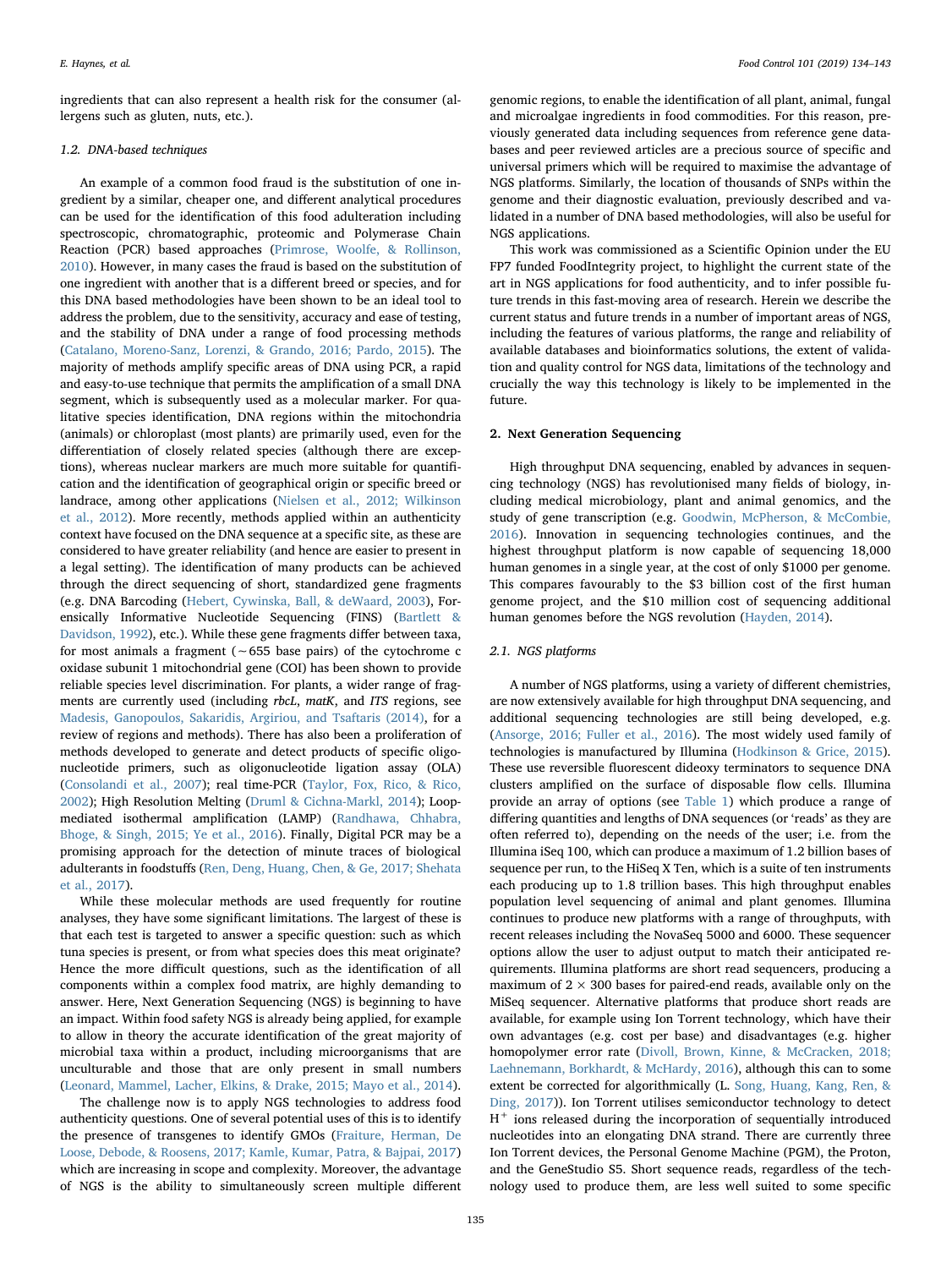ingredients that can also represent a health risk for the consumer (allergens such as gluten, nuts, etc.).

### 1.2. DNA-based techniques

An example of a common food fraud is the substitution of one ingredient by a similar, cheaper one, and different analytical procedures can be used for the identification of this food adulteration including spectroscopic, chromatographic, proteomic and Polymerase Chain Reaction (PCR) based approaches (Primrose, Woolfe, & Rollinson, 2010). However, in many cases the fraud is based on the substitution of one ingredient with another that is a different breed or species, and for this DNA based methodologies have been shown to be an ideal tool to address the problem, due to the sensitivity, accuracy and ease of testing, and the stability of DNA under a range of food processing methods (Catalano, Moreno-Sanz, Lorenzi, & Grando, 2016; Pardo, 2015). The majority of methods amplify specific areas of DNA using PCR, a rapid and easy-to-use technique that permits the amplification of a small DNA segment, which is subsequently used as a molecular marker. For qualitative species identification, DNA regions within the mitochondria (animals) or chloroplast (most plants) are primarily used, even for the differentiation of closely related species (although there are exceptions), whereas nuclear markers are much more suitable for quantification and the identification of geographical origin or specific breed or landrace, among other applications (Nielsen et al., 2012; Wilkinson et al., 2012). More recently, methods applied within an authenticity context have focused on the DNA sequence at a specific site, as these are considered to have greater reliability (and hence are easier to present in a legal setting). The identification of many products can be achieved through the direct sequencing of short, standardized gene fragments (e.g. DNA Barcoding (Hebert, Cywinska, Ball, & deWaard, 2003), Forensically Informative Nucleotide Sequencing (FINS) (Bartlett & Davidson, 1992), etc.). While these gene fragments differ between taxa, for most animals a fragment (~655 base pairs) of the cytochrome c oxidase subunit 1 mitochondrial gene (COI) has been shown to provide reliable species level discrimination. For plants, a wider range of fragments are currently used (including *rbcL*, *matK*, and *ITS* regions, see Madesis, Ganopoulos, Sakaridis, Argiriou, and Tsaftaris (2014), for a review of regions and methods). There has also been a proliferation of methods developed to generate and detect products of specific oligonucleotide primers, such as oligonucleotide ligation assay (OLA) (Consolandi et al., 2007); real time-PCR (Taylor, Fox, Rico, & Rico, 2002); High Resolution Melting (Druml & Cichna-Markl, 2014); Loop-mediated isothermal amplification (LAMP) (Randhawa, Chhabra, Bhoge, & Singh, 2015; Ye et al., 2016). Finally, Digital PCR may be a promising approach for the detection of minute traces of biological adulterants in foodstuffs (Ren, Deng, Huang, Chen, & Ge, 2017; Shehata et al., 2017).

While these molecular methods are used frequently for routine analyses, they have some significant limitations. The largest of these is that each test is targeted to answer a specific question: such as which tuna species is present, or from what species does this meat originate? Hence the more difficult questions, such as the identification of all components within a complex food matrix, are highly demanding to answer. Here, Next Generation Sequencing (NGS) is beginning to have an impact. Within food safety NGS is already being applied, for example to allow in theory the accurate identification of the great majority of microbial taxa within a product, including microorganisms that are unculturable and those that are only present in small numbers (Leonard, Mammel, Lacher, Elkins, & Drake, 2015; Mayo et al., 2014).

The challenge now is to apply NGS technologies to address food authenticity questions. One of several potential uses of this is to identify the presence of transgenes to identify GMOs (Fraiture, Herman, De Loose, Debode, & Roosens, 2017; Kamle, Kumar, Patra, & Bajpai, 2017) which are increasing in scope and complexity. Moreover, the advantage of NGS is the ability to simultaneously screen multiple different genomic regions, to enable the identification of all plant, animal, fungal and microalgae ingredients in food commodities. For this reason, previously generated data including sequences from reference gene databases and peer reviewed articles are a precious source of specific and universal primers which will be required to maximise the advantage of NGS platforms. Similarly, the location of thousands of SNPs within the genome and their diagnostic evaluation, previously described and validated in a number of DNA based methodologies, will also be useful for NGS applications.

This work was commissioned as a Scientific Opinion under the EU FP7 funded FoodIntegrity project, to highlight the current state of the art in NGS applications for food authenticity, and to infer possible future trends in this fast-moving area of research. Herein we describe the current status and future trends in a number of important areas of NGS, including the features of various platforms, the range and reliability of available databases and bioinformatics solutions, the extent of validation and quality control for NGS data, limitations of the technology and crucially the way this technology is likely to be implemented in the future.

## 2. Next Generation Sequencing

High throughput DNA sequencing, enabled by advances in sequencing technology (NGS) has revolutionised many fields of biology, including medical microbiology, plant and animal genomics, and the study of gene transcription (e.g. Goodwin, McPherson, & McCombie, 2016). Innovation in sequencing technologies continues, and the highest throughput platform is now capable of sequencing 18,000 human genomes in a single year, at the cost of only $1000 per genome. This compares favourably to the $3 billion cost of the first human genome project, and the $10 million cost of sequencing additional human genomes before the NGS revolution (Hayden, 2014).

### 2.1. NGS platforms

A number of NGS platforms, using a variety of different chemistries, are now extensively available for high throughput DNA sequencing, and additional sequencing technologies are still being developed, e.g. (Ansorge, 2016; Fuller et al., 2016). The most widely used family of technologies is manufactured by Illumina (Hodkinson & Grice, 2015). These use reversible fluorescent dideoxy terminators to sequence DNA clusters amplified on the surface of disposable flow cells. Illumina provide an array of options (see Table 1) which produce a range of differing quantities and lengths of DNA sequences (or 'reads' as they are often referred to), depending on the needs of the user; i.e. from the Illumina iSeq 100, which can produce a maximum of 1.2 billion bases of sequence per run, to the HiSeq X Ten, which is a suite of ten instruments each producing up to 1.8 trillion bases. This high throughput enables population level sequencing of animal and plant genomes. Illumina continues to produce new platforms with a range of throughputs, with recent releases including the NovaSeq 5000 and 6000. These sequencer options allow the user to adjust output to match their anticipated requirements. Illumina platforms are short read sequencers, producing a maximum of $2 \times 300$ bases for paired-end reads, available only on the MiSeq sequencer. Alternative platforms that produce short reads are available, for example using Ion Torrent technology, which have their own advantages (e.g. cost per base) and disadvantages (e.g. higher homopolymer error rate (Divoll, Brown, Kinne, & McCracken, 2018; Laehnemann, Borkhardt, & McHardy, 2016), although this can to some extent be corrected for algorithmically (L. Song, Huang, Kang, Ren, & Ding, 2017)). Ion Torrent utilises semiconductor technology to detect $H^+$ ions released during the incorporation of sequentially introduced nucleotides into an elongating DNA strand. There are currently three Ion Torrent devices, the Personal Genome Machine (PGM), the Proton, and the GeneStudio S5. Short sequence reads, regardless of the technology used to produce them, are less well suited to some specific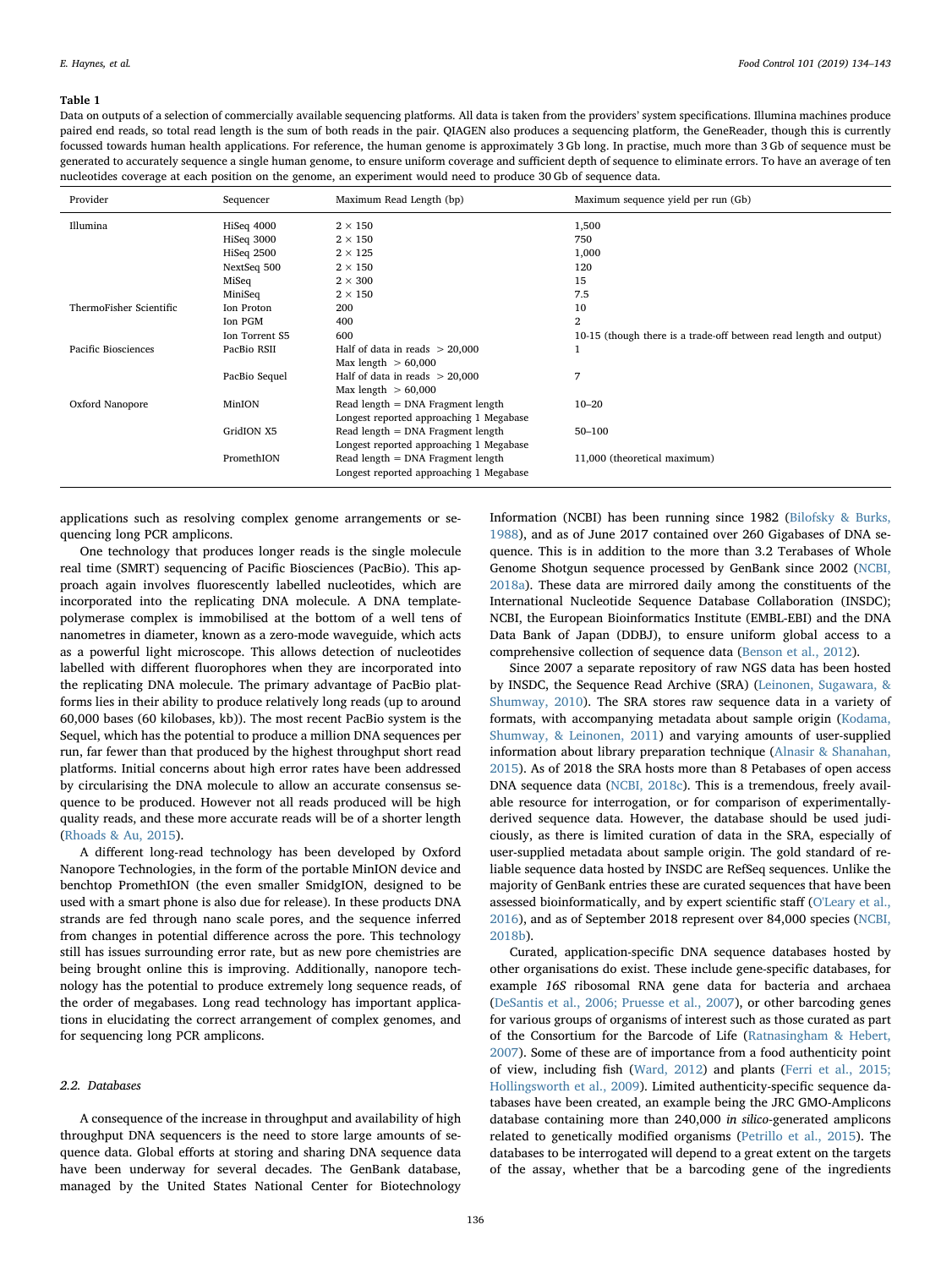**Table 1**

Data on outputs of a selection of commercially available sequencing platforms. All data is taken from the providers' system specifications. Illumina machines produce paired end reads, so total read length is the sum of both reads in the pair. QIAGEN also produces a sequencing platform, the GeneReader, though this is currently focussed towards human health applications. For reference, the human genome is approximately 3 Gb long. In practise, much more than 3 Gb of sequence must be generated to accurately sequence a single human genome, to ensure uniform coverage and sufficient depth of sequence to eliminate errors. To have an average of ten nucleotides coverage at each position on the genome, an experiment would need to produce 30 Gb of sequence data.

| Provider | Sequencer | Maximum Read Length (bp) | Maximum sequence yield per run (Gb) |
|---|---|---|---|
| Illumina | HiSeq 4000 | 2 × 150 | 1,500 |
| | HiSeq 3000 | 2 × 150 | 750 |
| | HiSeq 2500 | 2 × 125 | 1,000 |
| | NextSeq 500 | 2 × 150 | 120 |
| | MiSeq | 2 × 300 | 15 |
| | MiniSeq | 2 × 150 | 7.5 |
| ThermoFisher Scientific | Ion Proton | 200 | 10 |
| | Ion PGM | 400 | 2 |
| | Ion Torrent S5 | 600 | 10-15 (though there is a trade-off between read length and output) |
| Pacific Biosciences | PacBio RSII | Half of data in reads > 20,000<br>Max length > 60,000 | 1 |
| | PacBio Sequel | Half of data in reads > 20,000<br>Max length > 60,000 | 7 |
| Oxford Nanopore | MinION | Read length = DNA Fragment length<br>Longest reported approaching 1 Megabase | 10–20 |
| | GridION X5 | Read length = DNA Fragment length<br>Longest reported approaching 1 Megabase | 50–100 |
| | PromethION | Read length = DNA Fragment length<br>Longest reported approaching 1 Megabase | 11,000 (theoretical maximum) |

applications such as resolving complex genome arrangements or sequencing long PCR amplicons.

One technology that produces longer reads is the single molecule real time (SMRT) sequencing of Pacific Biosciences (PacBio). This approach again involves fluorescently labelled nucleotides, which are incorporated into the replicating DNA molecule. A DNA template-polymerase complex is immobilised at the bottom of a well tens of nanometres in diameter, known as a zero-mode waveguide, which acts as a powerful light microscope. This allows detection of nucleotides labelled with different fluorophores when they are incorporated into the replicating DNA molecule. The primary advantage of PacBio platforms lies in their ability to produce relatively long reads (up to around 60,000 bases (60 kilobases, kb)). The most recent PacBio system is the Sequel, which has the potential to produce a million DNA sequences per run, far fewer than that produced by the highest throughput short read platforms. Initial concerns about high error rates have been addressed by circularising the DNA molecule to allow an accurate consensus sequence to be produced. However not all reads produced will be high quality reads, and these more accurate reads will be of a shorter length (Rhoads & Au, 2015).

A different long-read technology has been developed by Oxford Nanopore Technologies, in the form of the portable MinION device and benchtop PromethION (the even smaller SmidgION, designed to be used with a smart phone is also due for release). In these products DNA strands are fed through nano scale pores, and the sequence inferred from changes in potential difference across the pore. This technology still has issues surrounding error rate, but as new pore chemistries are being brought online this is improving. Additionally, nanopore technology has the potential to produce extremely long sequence reads, of the order of megabases. Long read technology has important applications in elucidating the correct arrangement of complex genomes, and for sequencing long PCR amplicons.

### 2.2. Databases

A consequence of the increase in throughput and availability of high throughput DNA sequencers is the need to store large amounts of sequence data. Global efforts at storing and sharing DNA sequence data have been underway for several decades. The GenBank database, managed by the United States National Center for Biotechnology Information (NCBI) has been running since 1982 (Bilofsky & Burks, 1988), and as of June 2017 contained over 260 Gigabases of DNA sequence. This is in addition to the more than 3.2 Terabases of Whole Genome Shotgun sequence processed by GenBank since 2002 (NCBI, 2018a). These data are mirrored daily among the constituents of the International Nucleotide Sequence Database Collaboration (INSDC); NCBI, the European Bioinformatics Institute (EMBL-EBI) and the DNA Data Bank of Japan (DDBJ), to ensure uniform global access to a comprehensive collection of sequence data (Benson et al., 2012).

Since 2007 a separate repository of raw NGS data has been hosted by INSDC, the Sequence Read Archive (SRA) (Leinonen, Sugawara, & Shumway, 2010). The SRA stores raw sequence data in a variety of formats, with accompanying metadata about sample origin (Kodama, Shumway, & Leinonen, 2011) and varying amounts of user-supplied information about library preparation technique (Alnasir & Shanahan, 2015). As of 2018 the SRA hosts more than 8 Petabases of open access DNA sequence data (NCBI, 2018c). This is a tremendous, freely available resource for interrogation, or for comparison of experimentally-derived sequence data. However, the database should be used judiciously, as there is limited curation of data in the SRA, especially of user-supplied metadata about sample origin. The gold standard of reliable sequence data hosted by INSDC are RefSeq sequences. Unlike the majority of GenBank entries these are curated sequences that have been assessed bioinformatically, and by expert scientific staff (O'Leary et al., 2016), and as of September 2018 represent over 84,000 species (NCBI, 2018b).

Curated, application-specific DNA sequence databases hosted by other organisations do exist. These include gene-specific databases, for example *16S* ribosomal RNA gene data for bacteria and archaea (DeSantis et al., 2006; Pruesse et al., 2007), or other barcoding genes for various groups of organisms of interest such as those curated as part of the Consortium for the Barcode of Life (Ratnasingham & Hebert, 2007). Some of these are of importance from a food authenticity point of view, including fish (Ward, 2012) and plants (Ferri et al., 2015; Hollingsworth et al., 2009). Limited authenticity-specific sequence databases have been created, an example being the JRC GMO-Amplicons database containing more than 240,000 *in silico*-generated amplicons related to genetically modified organisms (Petrillo et al., 2015). The databases to be interrogated will depend to a great extent on the targets of the assay, whether that be a barcoding gene of the ingredients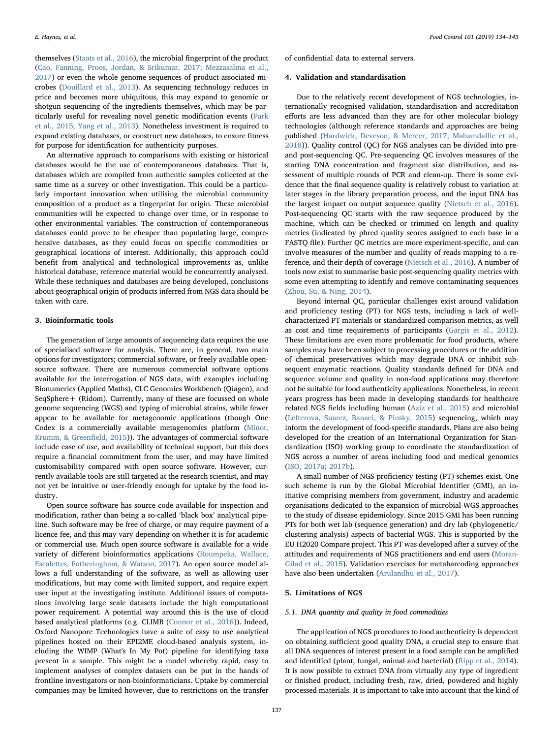themselves (Staats et al., 2016), the microbial fingerprint of the product (Cao, Fanning, Proos, Jordan, & Srikumar, 2017; Mezzasalma et al., 2017) or even the whole genome sequences of product-associated microbes (Douillard et al., 2013). As sequencing technology reduces in price and becomes more ubiquitous, this may expand to genomic or shotgun sequencing of the ingredients themselves, which may be particularly useful for revealing novel genetic modification events (Park et al., 2015; Yang et al., 2013). Nonetheless investment is required to expand existing databases, or construct new databases, to ensure fitness for purpose for identification for authenticity purposes.

An alternative approach to comparisons with existing or historical databases would be the use of contemporaneous databases. That is, databases which are compiled from authentic samples collected at the same time as a survey or other investigation. This could be a particularly important innovation when utilising the microbial community composition of a product as a fingerprint for origin. These microbial communities will be expected to change over time, or in response to other environmental variables. The construction of contemporaneous databases could prove to be cheaper than populating large, comprehensive databases, as they could focus on specific commodities or geographical locations of interest. Additionally, this approach could benefit from analytical and technological improvements as, unlike historical database, reference material would be concurrently analysed. While these techniques and databases are being developed, conclusions about geographical origin of products inferred from NGS data should be taken with care.

## 3. Bioinformatic tools

The generation of large amounts of sequencing data requires the use of specialised software for analysis. There are, in general, two main options for investigators; commercial software, or freely available open-source software. There are numerous commercial software options available for the interrogation of NGS data, with examples including Bionumerics (Applied Maths), CLC Genomics Workbench (Qiagen), and SeqSphere+ (Ridom). Currently, many of these are focussed on whole genome sequencing (WGS) and typing of microbial strains, while fewer appear to be available for metagenomic applications (though One Codex is a commercially available metagenomics platform (Minot, Krumm, & Greenfield, 2015)). The advantages of commercial software include ease of use, and availability of technical support, but this does require a financial commitment from the user, and may have limited customisability compared with open source software. However, currently available tools are still targeted at the research scientist, and may not yet be intuitive or user-friendly enough for uptake by the food industry.

Open source software has source code available for inspection and modification, rather than being a so-called 'black box' analytical pipeline. Such software may be free of charge, or may require payment of a licence fee, and this may vary depending on whether it is for academic or commercial use. Much open source software is available for a wide variety of different bioinformatics applications (Roumpeka, Wallace, Escalettes, Fotheringham, & Watson, 2017). An open source model allows a full understanding of the software, as well as allowing user modifications, but may come with limited support, and require expert user input at the investigating institute. Additional issues of computations involving large scale datasets include the high computational power requirement. A potential way around this is the use of cloud based analytical platforms (e.g. CLIMB (Connor et al., 2016)). Indeed, Oxford Nanopore Technologies have a suite of easy to use analytical pipelines hosted on their EPI2ME cloud-based analysis system, including the WIMP (What's In My Pot) pipeline for identifying taxa present in a sample. This might be a model whereby rapid, easy to implement analyses of complex datasets can be put in the hands of frontline investigators or non-bioinformaticians. Uptake by commercial companies may be limited however, due to restrictions on the transfer of confidential data to external servers.

## 4. Validation and standardisation

Due to the relatively recent development of NGS technologies, internationally recognised validation, standardisation and accreditation efforts are less advanced than they are for other molecular biology technologies (although reference standards and approaches are being published (Hardwick, Deveson, & Mercer, 2017; Mahamdallie et al., 2018)). Quality control (QC) for NGS analyses can be divided into pre- and post-sequencing QC. Pre-sequencing QC involves measures of the starting DNA concentration and fragment size distribution, and assessment of multiple rounds of PCR and clean-up. There is some evidence that the final sequence quality is relatively robust to variation at later stages in the library preparation process, and the input DNA has the largest impact on output sequence quality (Nietsch et al., 2016). Post-sequencing QC starts with the raw sequence produced by the machine, which can be checked or trimmed on length and quality metrics (indicated by phred quality scores assigned to each base in a FASTQ file). Further QC metrics are more experiment-specific, and can involve measures of the number and quality of reads mapping to a reference, and their depth of coverage (Nietsch et al., 2016). A number of tools now exist to summarise basic post-sequencing quality metrics with some even attempting to identify and remove contaminating sequences (Zhou, Su, & Ning, 2014).

Beyond internal QC, particular challenges exist around validation and proficiency testing (PT) for NGS tests, including a lack of well-characterized PT materials or standardized comparison metrics, as well as cost and time requirements of participants (Gargis et al., 2012). These limitations are even more problematic for food products, where samples may have been subject to processing procedures or the addition of chemical preservatives which may degrade DNA or inhibit subsequent enzymatic reactions. Quality standards defined for DNA and sequence volume and quality in non-food applications may therefore not be suitable for food authenticity applications. Nonetheless, in recent years progress has been made in developing standards for healthcare related NGS fields including human (Aziz et al., 2015) and microbial (Lefterova, Suarez, Banaei, & Pinsky, 2015) sequencing, which may inform the development of food-specific standards. Plans are also being developed for the creation of an International Organization for Standardization (ISO) working group to coordinate the standardization of NGS across a number of areas including food and medical genomics (ISO, 2017a; 2017b).

A small number of NGS proficiency testing (PT) schemes exist. One such scheme is run by the Global Microbial Identifier (GMI), an initiative comprising members from government, industry and academic organisations dedicated to the expansion of microbial WGS approaches to the study of disease epidemiology. Since 2015 GMI has been running PTs for both wet lab (sequence generation) and dry lab (phylogenetic/clustering analysis) aspects of bacterial WGS. This is supported by the EU H2020 Compare project. This PT was developed after a survey of the attitudes and requirements of NGS practitioners and end users (Moran-Gilad et al., 2015). Validation exercises for metabarcoding approaches have also been undertaken (Arulandhu et al., 2017).

## 5. Limitations of NGS

### 5.1. DNA quantity and quality in food commodities

The application of NGS procedures to food authenticity is dependent on obtaining sufficient good quality DNA, a crucial step to ensure that all DNA sequences of interest present in a food sample can be amplified and identified (plant, fungal, animal and bacterial) (Ripp et al., 2014). It is now possible to extract DNA from virtually any type of ingredient or finished product, including fresh, raw, dried, powdered and highly processed materials. It is important to take into account that the kind of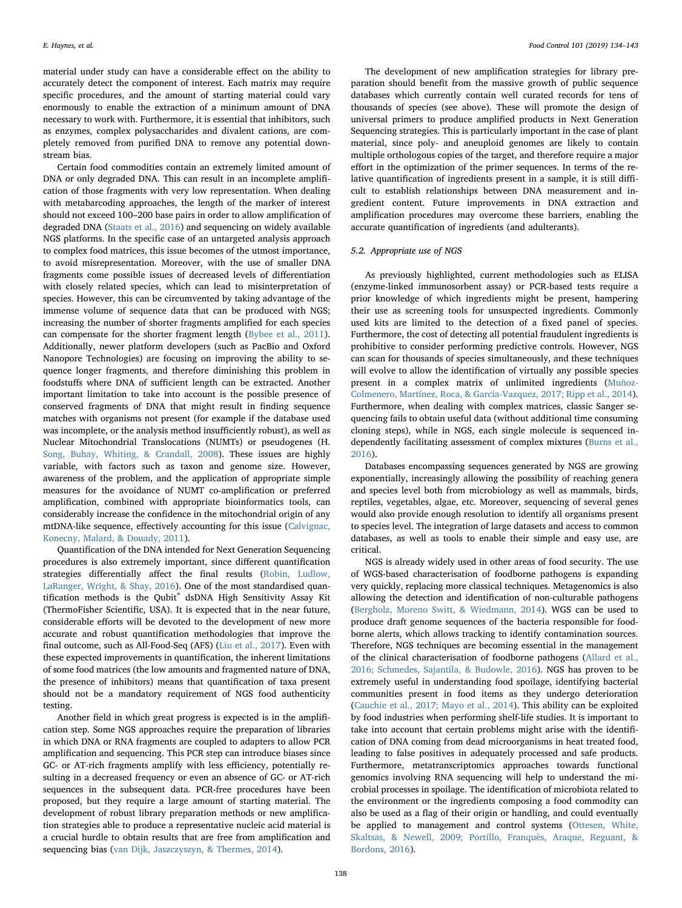material under study can have a considerable effect on the ability to accurately detect the component of interest. Each matrix may require specific procedures, and the amount of starting material could vary enormously to enable the extraction of a minimum amount of DNA necessary to work with. Furthermore, it is essential that inhibitors, such as enzymes, complex polysaccharides and divalent cations, are completely removed from purified DNA to remove any potential downstream bias.

Certain food commodities contain an extremely limited amount of DNA or only degraded DNA. This can result in an incomplete amplification of those fragments with very low representation. When dealing with metabarcoding approaches, the length of the marker of interest should not exceed 100–200 base pairs in order to allow amplification of degraded DNA (Staats et al., 2016) and sequencing on widely available NGS platforms. In the specific case of an untargeted analysis approach to complex food matrices, this issue becomes of the utmost importance, to avoid misrepresentation. Moreover, with the use of smaller DNA fragments come possible issues of decreased levels of differentiation with closely related species, which can lead to misinterpretation of species. However, this can be circumvented by taking advantage of the immense volume of sequence data that can be produced with NGS; increasing the number of shorter fragments amplified for each species can compensate for the shorter fragment length (Bybee et al., 2011). Additionally, newer platform developers (such as PacBio and Oxford Nanopore Technologies) are focusing on improving the ability to sequence longer fragments, and therefore diminishing this problem in foodstuffs where DNA of sufficient length can be extracted. Another important limitation to take into account is the possible presence of conserved fragments of DNA that might result in finding sequence matches with organisms not present (for example if the database used was incomplete, or the analysis method insufficiently robust), as well as Nuclear Mitochondrial Translocations (NUMTs) or pseudogenes (H. Song, Buhay, Whiting, & Crandall, 2008). These issues are highly variable, with factors such as taxon and genome size. However, awareness of the problem, and the application of appropriate simple measures for the avoidance of NUMT co-amplification or preferred amplification, combined with appropriate bioinformatics tools, can considerably increase the confidence in the mitochondrial origin of any mtDNA-like sequence, effectively accounting for this issue (Calvignac, Konecny, Malard, & Douady, 2011).

Quantification of the DNA intended for Next Generation Sequencing procedures is also extremely important, since different quantification strategies differentially affect the final results (Robin, Ludlow, LaRanger, Wright, & Shay, 2016). One of the most standardised quantification methods is the Qubit® dsDNA High Sensitivity Assay Kit (ThermoFisher Scientific, USA). It is expected that in the near future, considerable efforts will be devoted to the development of new more accurate and robust quantification methodologies that improve the final outcome, such as All-Food-Seq (AFS) (Liu et al., 2017). Even with these expected improvements in quantification, the inherent limitations of some food matrices (the low amounts and fragmented nature of DNA, the presence of inhibitors) means that quantification of taxa present should not be a mandatory requirement of NGS food authenticity testing.

Another field in which great progress is expected is in the amplification step. Some NGS approaches require the preparation of libraries in which DNA or RNA fragments are coupled to adapters to allow PCR amplification and sequencing. This PCR step can introduce biases since GC- or AT-rich fragments amplify with less efficiency, potentially resulting in a decreased frequency or even an absence of GC- or AT-rich sequences in the subsequent data. PCR-free procedures have been proposed, but they require a large amount of starting material. The development of robust library preparation methods or new amplification strategies able to produce a representative nucleic acid material is a crucial hurdle to obtain results that are free from amplification and sequencing bias (van Dijk, Jaszczyszyn, & Thermes, 2014).

The development of new amplification strategies for library preparation should benefit from the massive growth of public sequence databases which currently contain well curated records for tens of thousands of species (see above). These will promote the design of universal primers to produce amplified products in Next Generation Sequencing strategies. This is particularly important in the case of plant material, since poly- and aneuploid genomes are likely to contain multiple orthologous copies of the target, and therefore require a major effort in the optimization of the primer sequences. In terms of the relative quantification of ingredients present in a sample, it is still difficult to establish relationships between DNA measurement and ingredient content. Future improvements in DNA extraction and amplification procedures may overcome these barriers, enabling the accurate quantification of ingredients (and adulterants).

### 5.2. Appropriate use of NGS

As previously highlighted, current methodologies such as ELISA (enzyme-linked immunosorbent assay) or PCR-based tests require a prior knowledge of which ingredients might be present, hampering their use as screening tools for unsuspected ingredients. Commonly used kits are limited to the detection of a fixed panel of species. Furthermore, the cost of detecting all potential fraudulent ingredients is prohibitive to consider performing predictive controls. However, NGS can scan for thousands of species simultaneously, and these techniques will evolve to allow the identification of virtually any possible species present in a complex matrix of unlimited ingredients (Muñoz-Colmenero, Martínez, Roca, & Garcia-Vazquez, 2017; Ripp et al., 2014). Furthermore, when dealing with complex matrices, classic Sanger sequencing fails to obtain useful data (without additional time consuming cloning steps), while in NGS, each single molecule is sequenced independently facilitating assessment of complex mixtures (Burns et al., 2016).

Databases encompassing sequences generated by NGS are growing exponentially, increasingly allowing the possibility of reaching genera and species level both from microbiology as well as mammals, birds, reptiles, vegetables, algae, etc. Moreover, sequencing of several genes would also provide enough resolution to identify all organisms present to species level. The integration of large datasets and access to common databases, as well as tools to enable their simple and easy use, are critical.

NGS is already widely used in other areas of food security. The use of WGS-based characterisation of foodborne pathogens is expanding very quickly, replacing more classical techniques. Metagenomics is also allowing the detection and identification of non-culturable pathogens (Bergholz, Moreno Switt, & Wiedmann, 2014). WGS can be used to produce draft genome sequences of the bacteria responsible for foodborne alerts, which allows tracking to identify contamination sources. Therefore, NGS techniques are becoming essential in the management of the clinical characterisation of foodborne pathogens (Allard et al., 2016; Schmedes, Sajantila, & Budowle, 2016). NGS has proven to be extremely useful in understanding food spoilage, identifying bacterial communities present in food items as they undergo deterioration (Cauchie et al., 2017; Mayo et al., 2014). This ability can be exploited by food industries when performing shelf-life studies. It is important to take into account that certain problems might arise with the identification of DNA coming from dead microorganisms in heat treated food, leading to false positives in adequately processed and safe products. Furthermore, metatranscriptomics approaches towards functional genomics involving RNA sequencing will help to understand the microbial processes in spoilage. The identification of microbiota related to the environment or the ingredients composing a food commodity can also be used as a flag of their origin or handling, and could eventually be applied to management and control systems (Ottesen, White, Skaltsas, & Newell, 2009; Portillo, Franquès, Araque, Reguant, & Bordons, 2016).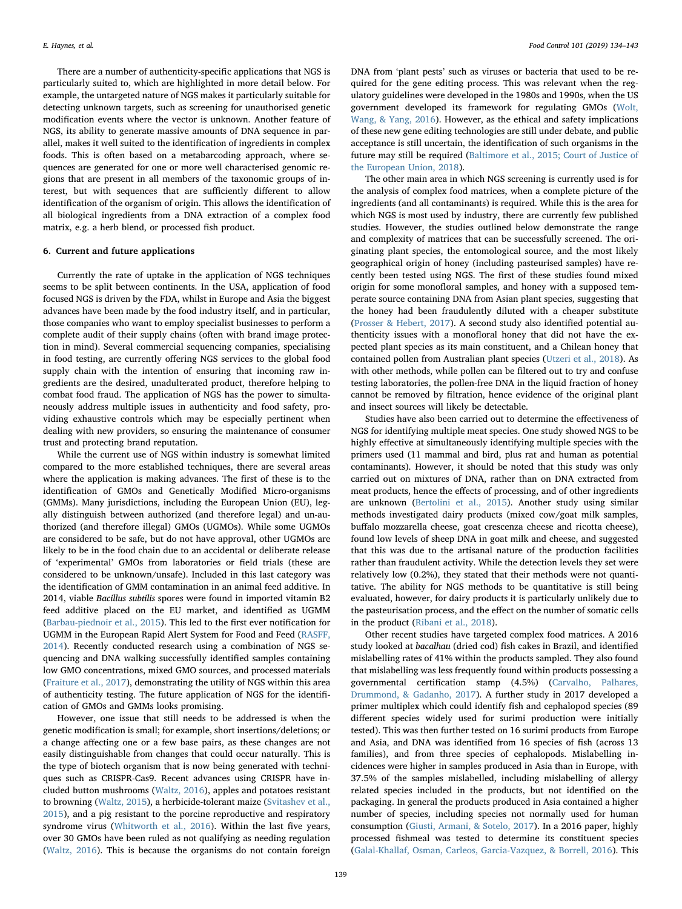There are a number of authenticity-specific applications that NGS is particularly suited to, which are highlighted in more detail below. For example, the untargeted nature of NGS makes it particularly suitable for detecting unknown targets, such as screening for unauthorised genetic modification events where the vector is unknown. Another feature of NGS, its ability to generate massive amounts of DNA sequence in parallel, makes it well suited to the identification of ingredients in complex foods. This is often based on a metabarcoding approach, where sequences are generated for one or more well characterised genomic regions that are present in all members of the taxonomic groups of interest, but with sequences that are sufficiently different to allow identification of the organism of origin. This allows the identification of all biological ingredients from a DNA extraction of a complex food matrix, e.g. a herb blend, or processed fish product.

## 6. Current and future applications

Currently the rate of uptake in the application of NGS techniques seems to be split between continents. In the USA, application of food focused NGS is driven by the FDA, whilst in Europe and Asia the biggest advances have been made by the food industry itself, and in particular, those companies who want to employ specialist businesses to perform a complete audit of their supply chains (often with brand image protection in mind). Several commercial sequencing companies, specialising in food testing, are currently offering NGS services to the global food supply chain with the intention of ensuring that incoming raw ingredients are the desired, unadulterated product, therefore helping to combat food fraud. The application of NGS has the power to simultaneously address multiple issues in authenticity and food safety, providing exhaustive controls which may be especially pertinent when dealing with new providers, so ensuring the maintenance of consumer trust and protecting brand reputation.

While the current use of NGS within industry is somewhat limited compared to the more established techniques, there are several areas where the application is making advances. The first of these is to the identification of GMOs and Genetically Modified Micro-organisms (GMMs). Many jurisdictions, including the European Union (EU), legally distinguish between authorized (and therefore legal) and un-authorized (and therefore illegal) GMOs (UGMOs). While some UGMOs are considered to be safe, but do not have approval, other UGMOs are likely to be in the food chain due to an accidental or deliberate release of 'experimental' GMOs from laboratories or field trials (these are considered to be unknown/unsafe). Included in this last category was the identification of GMM contamination in an animal feed additive. In 2014, viable *Bacillus subtilis* spores were found in imported vitamin B2 feed additive placed on the EU market, and identified as UGMM (Barbau-piednoir et al., 2015). This led to the first ever notification for UGMM in the European Rapid Alert System for Food and Feed (RASFF, 2014). Recently conducted research using a combination of NGS sequencing and DNA walking successfully identified samples containing low GMO concentrations, mixed GMO sources, and processed materials (Fraiture et al., 2017), demonstrating the utility of NGS within this area of authenticity testing. The future application of NGS for the identification of GMOs and GMMs looks promising.

However, one issue that still needs to be addressed is when the genetic modification is small; for example, short insertions/deletions; or a change affecting one or a few base pairs, as these changes are not easily distinguishable from changes that could occur naturally. This is the type of biotech organism that is now being generated with techniques such as CRISPR-Cas9. Recent advances using CRISPR have included button mushrooms (Waltz, 2016), apples and potatoes resistant to browning (Waltz, 2015), a herbicide-tolerant maize (Svitashev et al., 2015), and a pig resistant to the porcine reproductive and respiratory syndrome virus (Whitworth et al., 2016). Within the last five years, over 30 GMOs have been ruled as not qualifying as needing regulation (Waltz, 2016). This is because the organisms do not contain foreign DNA from 'plant pests' such as viruses or bacteria that used to be required for the gene editing process. This was relevant when the regulatory guidelines were developed in the 1980s and 1990s, when the US government developed its framework for regulating GMOs (Wolt, Wang, & Yang, 2016). However, as the ethical and safety implications of these new gene editing technologies are still under debate, and public acceptance is still uncertain, the identification of such organisms in the future may still be required (Baltimore et al., 2015; Court of Justice of the European Union, 2018).

The other main area in which NGS screening is currently used is for the analysis of complex food matrices, when a complete picture of the ingredients (and all contaminants) is required. While this is the area for which NGS is most used by industry, there are currently few published studies. However, the studies outlined below demonstrate the range and complexity of matrices that can be successfully screened. The originating plant species, the entomological source, and the most likely geographical origin of honey (including pasteurised samples) have recently been tested using NGS. The first of these studies found mixed origin for some monofloral samples, and honey with a supposed temperate source containing DNA from Asian plant species, suggesting that the honey had been fraudulently diluted with a cheaper substitute (Prosser & Hebert, 2017). A second study also identified potential authenticity issues with a monofloral honey that did not have the expected plant species as its main constituent, and a Chilean honey that contained pollen from Australian plant species (Utzeri et al., 2018). As with other methods, while pollen can be filtered out to try and confuse testing laboratories, the pollen-free DNA in the liquid fraction of honey cannot be removed by filtration, hence evidence of the original plant and insect sources will likely be detectable.

Studies have also been carried out to determine the effectiveness of NGS for identifying multiple meat species. One study showed NGS to be highly effective at simultaneously identifying multiple species with the primers used (11 mammal and bird, plus rat and human as potential contaminants). However, it should be noted that this study was only carried out on mixtures of DNA, rather than on DNA extracted from meat products, hence the effects of processing, and of other ingredients are unknown (Bertolini et al., 2015). Another study using similar methods investigated dairy products (mixed cow/goat milk samples, buffalo mozzarella cheese, goat crescenza cheese and ricotta cheese), found low levels of sheep DNA in goat milk and cheese, and suggested that this was due to the artisanal nature of the production facilities rather than fraudulent activity. While the detection levels they set were relatively low (0.2%), they stated that their methods were not quantitative. The ability for NGS methods to be quantitative is still being evaluated, however, for dairy products it is particularly unlikely due to the pasteurisation process, and the effect on the number of somatic cells in the product (Ribani et al., 2018).

Other recent studies have targeted complex food matrices. A 2016 study looked at *bacalhau* (dried cod) fish cakes in Brazil, and identified mislabelling rates of 41% within the products sampled. They also found that mislabelling was less frequently found within products possessing a governmental certification stamp (4.5%) (Carvalho, Palhares, Drummond, & Gadanho, 2017). A further study in 2017 developed a primer multiplex which could identify fish and cephalopod species (89 different species widely used for surimi production were initially tested). This was then further tested on 16 surimi products from Europe and Asia, and DNA was identified from 16 species of fish (across 13 families), and from three species of cephalopods. Mislabelling incidences were higher in samples produced in Asia than in Europe, with 37.5% of the samples mislabelled, including mislabelling of allergy related species included in the products, but not identified on the packaging. In general the products produced in Asia contained a higher number of species, including species not normally used for human consumption (Giusti, Armani, & Sotelo, 2017). In a 2016 paper, highly processed fishmeal was tested to determine its constituent species (Galal-Khallaf, Osman, Carleos, Garcia-Vazquez, & Borrell, 2016). This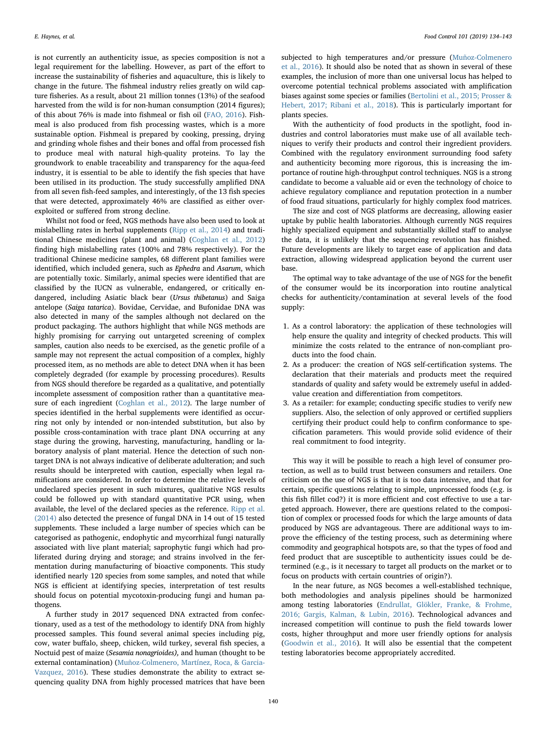is not currently an authenticity issue, as species composition is not a legal requirement for the labelling. However, as part of the effort to increase the sustainability of fisheries and aquaculture, this is likely to change in the future. The fishmeal industry relies greatly on wild capture fisheries. As a result, about 21 million tonnes (13%) of the seafood harvested from the wild is for non-human consumption (2014 figures); of this about 76% is made into fishmeal or fish oil (FAO, 2016). Fishmeal is also produced from fish processing wastes, which is a more sustainable option. Fishmeal is prepared by cooking, pressing, drying and grinding whole fishes and their bones and offal from processed fish to produce meal with natural high-quality proteins. To lay the groundwork to enable traceability and transparency for the aqua-feed industry, it is essential to be able to identify the fish species that have been utilised in its production. The study successfully amplified DNA from all seven fish-feed samples, and interestingly, of the 13 fish species that were detected, approximately 46% are classified as either overexploited or suffered from strong decline.

Whilst not food or feed, NGS methods have also been used to look at mislabelling rates in herbal supplements (Ripp et al., 2014) and traditional Chinese medicines (plant and animal) (Coghlan et al., 2012) finding high mislabelling rates (100% and 78% respectively). For the traditional Chinese medicine samples, 68 different plant families were identified, which included genera, such as *Ephedra* and *Asarum*, which are potentially toxic. Similarly, animal species were identified that are classified by the IUCN as vulnerable, endangered, or critically endangered, including Asiatic black bear (*Ursus thibetanus*) and Saiga antelope (*Saiga tatarica*). Bovidae, Cervidae, and Bufonidae DNA was also detected in many of the samples although not declared on the product packaging. The authors highlight that while NGS methods are highly promising for carrying out untargeted screening of complex samples, caution also needs to be exercised, as the genetic profile of a sample may not represent the actual composition of a complex, highly processed item, as no methods are able to detect DNA when it has been completely degraded (for example by processing procedures). Results from NGS should therefore be regarded as a qualitative, and potentially incomplete assessment of composition rather than a quantitative measure of each ingredient (Coghlan et al., 2012). The large number of species identified in the herbal supplements were identified as occurring not only by intended or non-intended substitution, but also by possible cross-contamination with trace plant DNA occurring at any stage during the growing, harvesting, manufacturing, handling or laboratory analysis of plant material. Hence the detection of such non-target DNA is not always indicative of deliberate adulteration; and such results should be interpreted with caution, especially when legal ramifications are considered. In order to determine the relative levels of undeclared species present in such mixtures, qualitative NGS results could be followed up with standard quantitative PCR using, when available, the level of the declared species as the reference. Ripp et al. (2014) also detected the presence of fungal DNA in 14 out of 15 tested supplements. These included a large number of species which can be categorised as pathogenic, endophytic and mycorrhizal fungi naturally associated with live plant material; saprophytic fungi which had proliferated during drying and storage; and strains involved in the fermentation during manufacturing of bioactive components. This study identified nearly 120 species from some samples, and noted that while NGS is efficient at identifying species, interpretation of test results should focus on potential mycotoxin-producing fungi and human pathogens.

A further study in 2017 sequenced DNA extracted from confectionary, used as a test of the methodology to identify DNA from highly processed samples. This found several animal species including pig, cow, water buffalo, sheep, chicken, wild turkey, several fish species, a Noctuid pest of maize (*Sesamia nonagrioides),* and human (thought to be external contamination) (Muñoz-Colmenero, Martínez, Roca, & Garcia-Vazquez, 2016). These studies demonstrate the ability to extract sequencing quality DNA from highly processed matrices that have been subjected to high temperatures and/or pressure (Muñoz-Colmenero et al., 2016). It should also be noted that as shown in several of these examples, the inclusion of more than one universal locus has helped to overcome potential technical problems associated with amplification biases against some species or families (Bertolini et al., 2015; Prosser & Hebert, 2017; Ribani et al., 2018). This is particularly important for plants species.

With the authenticity of food products in the spotlight, food industries and control laboratories must make use of all available techniques to verify their products and control their ingredient providers. Combined with the regulatory environment surrounding food safety and authenticity becoming more rigorous, this is increasing the importance of routine high-throughput control techniques. NGS is a strong candidate to become a valuable aid or even the technology of choice to achieve regulatory compliance and reputation protection in a number of food fraud situations, particularly for highly complex food matrices.

The size and cost of NGS platforms are decreasing, allowing easier uptake by public health laboratories. Although currently NGS requires highly specialized equipment and substantially skilled staff to analyse the data, it is unlikely that the sequencing revolution has finished. Future developments are likely to target ease of application and data extraction, allowing widespread application beyond the current user base.

The optimal way to take advantage of the use of NGS for the benefit of the consumer would be its incorporation into routine analytical checks for authenticity/contamination at several levels of the food supply:

1. As a control laboratory: the application of these technologies will help ensure the quality and integrity of checked products. This will minimize the costs related to the entrance of non-compliant products into the food chain.
2. As a producer: the creation of NGS self-certification systems. The declaration that their materials and products meet the required standards of quality and safety would be extremely useful in added-value creation and differentiation from competitors.
3. As a retailer: for example; conducting specific studies to verify new suppliers. Also, the selection of only approved or certified suppliers certifying their product could help to confirm conformance to specification parameters. This would provide solid evidence of their real commitment to food integrity.

This way it will be possible to reach a high level of consumer protection, as well as to build trust between consumers and retailers. One criticism on the use of NGS is that it is too data intensive, and that for certain, specific questions relating to simple, unprocessed foods (e.g. is this fish fillet cod?) it is more efficient and cost effective to use a targeted approach. However, there are questions related to the composition of complex or processed foods for which the large amounts of data produced by NGS are advantageous. There are additional ways to improve the efficiency of the testing process, such as determining where commodity and geographical hotspots are, so that the types of food and feed product that are susceptible to authenticity issues could be determined (e.g., is it necessary to target all products on the market or to focus on products with certain countries of origin?).

In the near future, as NGS becomes a well-established technique, both methodologies and analysis pipelines should be harmonized among testing laboratories (Endrullat, Glökler, Franke, & Frohme, 2016; Gargis, Kalman, & Lubin, 2016). Technological advances and increased competition will continue to push the field towards lower costs, higher throughput and more user friendly options for analysis (Goodwin et al., 2016). It will also be essential that the competent testing laboratories become appropriately accredited.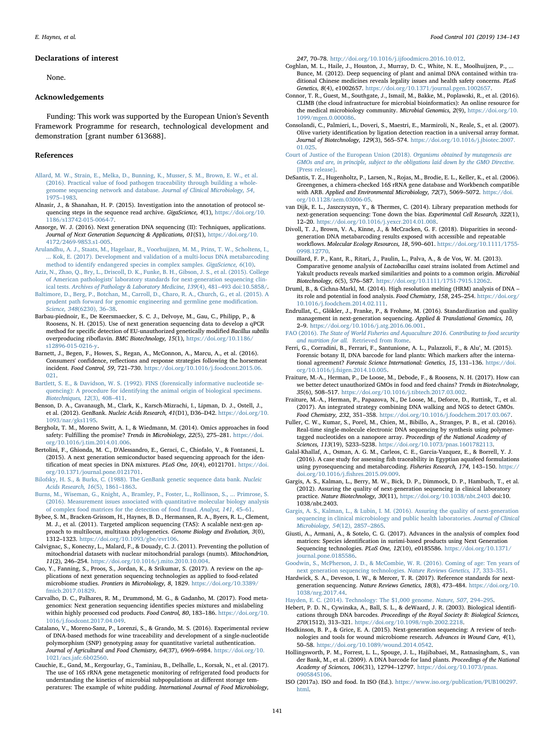## Declarations of interest

None.

## Acknowledgements

Funding: This work was supported by the European Union's Seventh Framework Programme for research, technological development and demonstration [grant number 613688].

## References

Allard, M. W., Strain, E., Melka, D., Bunning, K., Musser, S. M., Brown, E. W., et al. (2016). Practical value of food pathogen traceability through building a whole-genome sequencing network and database. *Journal of Clinical Microbiology, 54*, 1975–1983.

Alnasir, J., & Shanahan, H. P. (2015). Investigation into the annotation of protocol sequencing steps in the sequence read archive. *GigaScience, 4*(1), https://doi.org/10.1186/s13742-015-0064-7.

Ansorge, W. J. (2016). Next generation DNA sequencing (II): Techniques, applications. *Journal of Next Generation Sequencing & Applications, 01*(S1), https://doi.org/10.4172/2469-9853.s1-005.

Arulandhu, A. J., Staats, M., Hagelaar, R., Voorhuijzen, M. M., Prins, T. W., Scholtens, I., ... Kok, E. (2017). Development and validation of a multi-locus DNA metabarcoding method to identify endangered species in complex samples. *GigaScience, 6*(10).

Aziz, N., Zhao, Q., Bry, L., Driscoll, D. K., Funke, B. H., Gibson, J. S., et al. (2015). College of American pathologists' laboratory standards for next-generation sequencing clinical tests. *Archives of Pathology & Laboratory Medicine, 139*(4), 481–493 doi:10.5858/.

Baltimore, D., Berg, P., Botchan, M., Carroll, D., Charo, R. A., Church, G., et al. (2015). A prudent path forward for genomic engineering and germline gene modification. *Science, 348*(6230), 36–38.

Barbau-piednoir, E., De Keersmaecker, S. C. J., Delvoye, M., Gau, C., Philipp, P., & Roosens, N. H. (2015). Use of next generation sequencing data to develop a qPCR method for specific detection of EU-unauthorized genetically modified *Bacillus subtilis* overproducing riboflavin. *BMC Biotechnology, 15*(1), https://doi.org/10.1186/s12896-015-0216-y.

Barnett, J., Begen, F., Howes, S., Regan, A., McConnon, A., Marcu, A., et al. (2016). Consumers' confidence, reflections and response strategies following the horsemeat incident. *Food Control, 59*, 721–730. https://doi.org/10.1016/j.foodcont.2015.06.021.

Bartlett, S. E., & Davidson, W. S. (1992). FINS (forensically informative nucleotide sequencing): A procedure for identifying the animal origin of biological specimens. *Biotechniques, 12*(3), 408–411.

Benson, D. A., Cavanaugh, M., Clark, K., Karsch-Mizrachi, I., Lipman, D. J., Ostell, J., et al. (2012). GenBank. *Nucleic Acids Research, 41*(D1), D36–D42. https://doi.org/10.1093/nar/gks1195.

Bergholz, T. M., Moreno Switt, A. I., & Wiedmann, M. (2014). Omics approaches in food safety: Fulfilling the promise? *Trends in Microbiology, 22*(5), 275–281. https://doi.org/10.1016/j.tim.2014.01.006.

Bertolini, F., Ghionda, M. C., D'Alessandro, E., Geraci, C., Chiofalo, V., & Fontanesi, L. (2015). A next generation semiconductor based sequencing approach for the identification of meat species in DNA mixtures. *PLoS One, 10*(4), e0121701. https://doi.org/10.1371/journal.pone.0121701.

Bilofsky, H. S., & Burks, C. (1988). The GenBank genetic sequence data bank. *Nucleic Acids Research, 16*(5), 1861–1863.

Burns, M., Wiseman, G., Knight, A., Bramley, P., Foster, L., Rollinson, S., ... Primrose, S. (2016). Measurement issues associated with quantitative molecular biology analysis of complex food matrices for the detection of food fraud. *Analyst, 141*, 45–61.

Bybee, S. M., Bracken-Grissom, H., Haynes, B. D., Hermansen, R. A., Byers, R. L., Clement, M. J., et al. (2011). Targeted amplicon sequencing (TAS): A scalable next-gen approach to multilocus, multitaxa phylogenetics. *Genome Biology and Evolution, 3*(0), 1312–1323. https://doi.org/10.1093/gbe/evr106.

Calvignac, S., Konecny, L., Malard, F., & Douady, C. J. (2011). Preventing the pollution of mitochondrial datasets with nuclear mitochondrial paralogs (numts). *Mitochondrion, 11*(2), 246–254. https://doi.org/10.1016/j.mito.2010.10.004.

Cao, Y., Fanning, S., Proos, S., Jordan, K., & Srikumar, S. (2017). A review on the applications of next generation sequencing technologies as applied to food-related microbiome studies. *Frontiers in Microbiology, 8*, 1829. https://doi.org/10.3389/fmicb.2017.01829.

Carvalho, D. C., Palhares, R. M., Drummond, M. G., & Gadanho, M. (2017). Food metagenomics: Next generation sequencing identifies species mixtures and mislabeling within highly processed cod products. *Food Control, 80*, 183–186. https://doi.org/10.1016/j.foodcont.2017.04.049.

Catalano, V., Moreno-Sanz, P., Lorenzi, S., & Grando, M. S. (2016). Experimental review of DNA-based methods for wine traceability and development of a single-nucleotide polymorphism (SNP) genotyping assay for quantitative varietal authentication. *Journal of Agricultural and Food Chemistry, 64*(37), 6969–6984. https://doi.org/10.1021/acs.jafc.6b02560.

Cauchie, E., Gand, M., Kergourlay, G., Taminiau, B., Delhalle, L., Korsak, N., et al. (2017). The use of 16S rRNA gene metagenetic monitoring of refrigerated food products for understanding the kinetics of microbial subpopulations at different storage temperatures: The example of white pudding. *International Journal of Food Microbiology, 247*, 70–78. http://doi.org/10.1016/j.ijfoodmicro.2016.10.012.

Coghlan, M. L., Haile, J., Houston, J., Murray, D. C., White, N. E., Moolhuijzen, P., ... Bunce, M. (2012). Deep sequencing of plant and animal DNA contained within traditional Chinese medicines reveals legality issues and health safety concerns. *PLoS Genetics, 8*(4), e1002657. https://doi.org/10.1371/journal.pgen.1002657.

Connor, T. R., Guest, M., Southgate, J., Ismail, M., Bakke, M., Poplawski, R., et al. (2016). CLIMB (the cloud infrastructure for microbial bioinformatics): An online resource for the medical microbiology community. *Microbial Genomics, 2*(9), https://doi.org/10.1099/mgen.0.000086.

Consolandi, C., Palmieri, L., Doveri, S., Maestri, E., Marmiroli, N., Reale, S., et al. (2007). Olive variety identification by ligation detection reaction in a universal array format. *Journal of Biotechnology, 129*(3), 565–574. https://doi.org/10.1016/j.jbiotec.2007.01.025.

Court of Justice of the European Union (2018). *Organisms obtained by mutagenesis are GMOs and are, in principle, subject to the obligations laid down by the GMO Directive.* [Press release].

DeSantis, T. Z., Hugenholtz, P., Larsen, N., Rojas, M., Brodie, E. L., Keller, K., et al. (2006). Greengenes, a chimera-checked 16S rRNA gene database and Workbench compatible with ARB. *Applied and Environmental Microbiology, 72*(7), 5069–5072. https://doi.org/10.1128/aem.03006-05.

van Dijk, E. L., Jaszczyszyn, Y., & Thermes, C. (2014). Library preparation methods for next-generation sequencing: Tone down the bias. *Experimental Cell Research, 322*(1), 12–20. https://doi.org/10.1016/j.yexcr.2014.01.008.

Divoll, T. J., Brown, V. A., Kinne, J., & McCracken, G. F. (2018). Disparities in second-generation DNA metabarcoding results exposed with accessible and repeatable workflows. *Molecular Ecology Resources, 18*, 590–601. https://doi.org/10.1111/1755-0998.12770.

Douillard, F. P., Kant, R., Ritari, J., Paulin, L., Palva, A., & de Vos, W. M. (2013). Comparative genome analysis of *Lactobacillus casei* strains isolated from Actimel and Yakult products reveals marked similarities and points to a common origin. *Microbial Biotechnology, 6*(5), 576–587. https://doi.org/10.1111/1751-7915.12062.

Druml, B., & Cichna-Markl, M. (2014). High resolution melting (HRM) analysis of DNA – its role and potential in food analysis. *Food Chemistry, 158*, 245–254. https://doi.org/10.1016/j.foodchem.2014.02.111.

Endrullat, C., Glökler, J., Franke, P., & Frohme, M. (2016). Standardization and quality management in next-generation sequencing. *Applied & Translational Genomics, 10*, 2–9. https://doi.org/10.1016/j.atg.2016.06.001.

FAO (2016). *The State of World Fisheries and Aquaculture 2016. Contributing to food security and nutrition for all.* Retrieved from Rome.

Ferri, G., Corradini, B., Ferrari, F., Santunione, A. L., Palazzoli, F., & Alu', M. (2015). Forensic botany II, DNA barcode for land plants: Which markers after the international agreement? *Forensic Science International: Genetics, 15*, 131–136. https://doi.org/10.1016/j.fsigen.2014.10.005.

Fraiture, M.-A., Herman, P., De Loose, M., Debode, F., & Roosens, N. H. (2017). How can we better detect unauthorized GMOs in food and feed chains? *Trends in Biotechnology, 35*(6), 508–517. https://doi.org/10.1016/j.tibtech.2017.03.002.

Fraiture, M.-A., Herman, P., Papazova, N., De Loose, M., Deforce, D., Ruttink, T., et al. (2017). An integrated strategy combining DNA walking and NGS to detect GMOs. *Food Chemistry, 232*, 351–358. https://doi.org/10.1016/j.foodchem.2017.03.067.

Fuller, C. W., Kumar, S., Porel, M., Chien, M., Bibillo, A., Stranges, P. B., et al. (2016). Real-time single-molecule electronic DNA sequencing by synthesis using polymer-tagged nucleotides on a nanopore array. *Proceedings of the National Academy of Sciences, 113*(19), 5233–5238. https://doi.org/10.1073/pnas.1601782113.

Galal-Khallaf, A., Osman, A. G. M., Carleos, C. E., Garcia-Vazquez, E., & Borrell, Y. J. (2016). A case study for assessing fish traceability in Egyptian aquafeed formulations using pyrosequencing and metabarcoding. *Fisheries Research, 174*, 143–150. https://doi.org/10.1016/j.fishres.2015.09.009.

Gargis, A. S., Kalman, L., Berry, M. W., Bick, D. P., Dimmock, D. P., Hambuch, T., et al. (2012). Assuring the quality of next-generation sequencing in clinical laboratory practice. *Nature Biotechnology, 30*(11), https://doi.org/10.1038/nbt.2403 doi:10.1038/nbt.2403.

Gargis, A. S., Kalman, L., & Lubin, I. M. (2016). Assuring the quality of next-generation sequencing in clinical microbiology and public health laboratories. *Journal of Clinical Microbiology, 54*(12), 2857–2865.

Giusti, A., Armani, A., & Sotelo, C. G. (2017). Advances in the analysis of complex food matrices: Species identification in surimi-based products using Next Generation Sequencing technologies. *PLoS One, 12*(10), e0185586. https://doi.org/10.1371/journal.pone.0185586.

Goodwin, S., McPherson, J. D., & McCombie, W. R. (2016). Coming of age: Ten years of next generation sequencing technologies. *Nature Reviews Genetics, 17*, 333–351.

Hardwick, S. A., Deveson, I. W., & Mercer, T. R. (2017). Reference standards for next-generation sequencing. *Nature Reviews Genetics, 18*(8), 473–484. https://doi.org/10.1038/nrg.2017.44.

Hayden, E. C. (2014). Technology: The $1,000 genome. *Nature, 507*, 294–295.

Hebert, P. D. N., Cywinska, A., Ball, S. L., & deWaard, J. R. (2003). Biological identifications through DNA barcodes. *Proceedings of the Royal Society B: Biological Sciences, 270*(1512), 313–321. https://doi.org/10.1098/rspb.2002.2218.

Hodkinson, B. P., & Grice, E. A. (2015). Next-generation sequencing: A review of technologies and tools for wound microbiome research. *Advances in Wound Care, 4*(1), 50–58. https://doi.org/10.1089/wound.2014.0542.

Hollingsworth, P. M., Forrest, L. L., Spouge, J. L., Hajibabaei, M., Ratnasingham, S., van der Bank, M., et al. (2009). A DNA barcode for land plants. *Proceedings of the National Academy of Sciences, 106*(31), 12794–12797. https://doi.org/10.1073/pnas.0905845106.

ISO (2017a). ISO and food. In ISO (Ed.). https://www.iso.org/publication/PUB100297.html.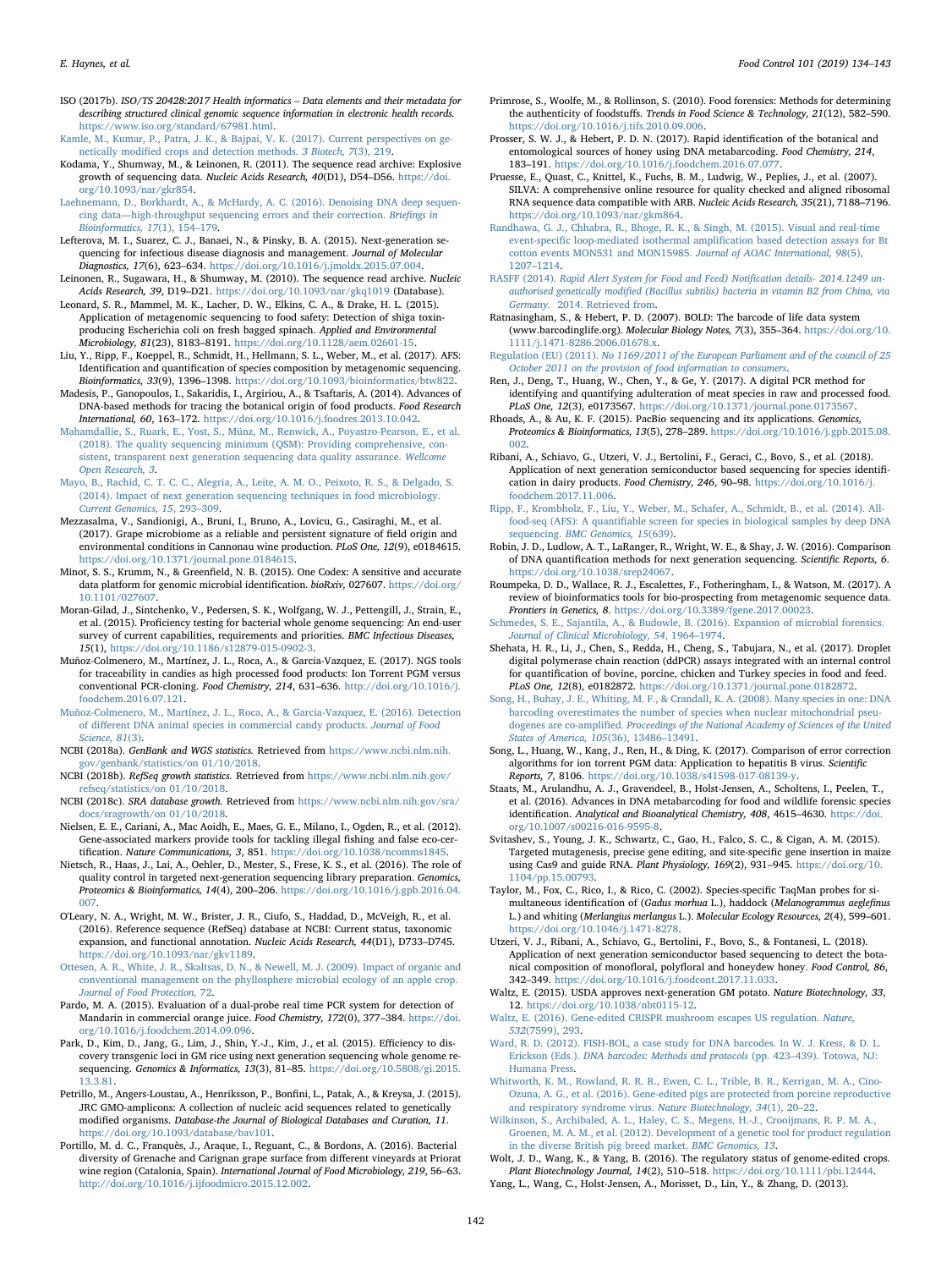ISO (2017b). *ISO/TS 20428:2017 Health informatics – Data elements and their metadata for describing structured clinical genomic sequence information in electronic health records*. https://www.iso.org/standard/67981.html.

Kamle, M., Kumar, P., Patra, J. K., & Bajpai, V. K. (2017). Current perspectives on genetically modified crops and detection methods. *3 Biotech, 7*(3), 219.

Kodama, Y., Shumway, M., & Leinonen, R. (2011). The sequence read archive: Explosive growth of sequencing data. *Nucleic Acids Research, 40*(D1), D54–D56. https://doi.org/10.1093/nar/gkr854.

Laehnemann, D., Borkhardt, A., & McHardy, A. C. (2016). Denoising DNA deep sequencing data—high-throughput sequencing errors and their correction. *Briefings in Bioinformatics, 17*(1), 154–179.

Lefterova, M. I., Suarez, C. J., Banaei, N., & Pinsky, B. A. (2015). Next-generation sequencing for infectious disease diagnosis and management. *Journal of Molecular Diagnostics, 17*(6), 623–634. https://doi.org/10.1016/j.jmoldx.2015.07.004.

Leinonen, R., Sugawara, H., & Shumway, M. (2010). The sequence read archive. *Nucleic Acids Research, 39*, D19–D21. https://doi.org/10.1093/nar/gkq1019 (Database).

Leonard, S. R., Mammel, M. K., Lacher, D. W., Elkins, C. A., & Drake, H. L. (2015). Application of metagenomic sequencing to food safety: Detection of shiga toxin-producing Escherichia coli on fresh bagged spinach. *Applied and Environmental Microbiology, 81*(23), 8183–8191. https://doi.org/10.1128/aem.02601-15.

Liu, Y., Ripp, F., Koeppel, R., Schmidt, H., Hellmann, S. L., Weber, M., et al. (2017). AFS: Identification and quantification of species composition by metagenomic sequencing. *Bioinformatics, 33*(9), 1396–1398. https://doi.org/10.1093/bioinformatics/btw822.

Madesis, P., Ganopoulos, I., Sakaridis, I., Argiriou, A., & Tsaftaris, A. (2014). Advances of DNA-based methods for tracing the botanical origin of food products. *Food Research International, 60*, 163–172. https://doi.org/10.1016/j.foodres.2013.10.042.

Mahamdallie, S., Ruark, E., Yost, S., Münz, M., Renwick, A., Poyastro-Pearson, E., et al. (2018). The quality sequencing minimum (QSM): Providing comprehensive, consistent, transparent next generation sequencing data quality assurance. *Wellcome Open Research, 3*.

Mayo, B., Rachid, C. T. C. C., Alegria, A., Leite, A. M. O., Peixoto, R. S., & Delgado, S. (2014). Impact of next generation sequencing techniques in food microbiology. *Current Genomics, 15*, 293–309.

Mezzasalma, V., Sandionigi, A., Bruni, I., Bruno, A., Lovicu, G., Casiraghi, M., et al. (2017). Grape microbiome as a reliable and persistent signature of field origin and environmental conditions in Cannonau wine production. *PLoS One, 12*(9), e0184615. https://doi.org/10.1371/journal.pone.0184615.

Minot, S. S., Krumm, N., & Greenfield, N. B. (2015). One Codex: A sensitive and accurate data platform for genomic microbial identification. *bioRxiv*, 027607. https://doi.org/10.1101/027607.

Moran-Gilad, J., Sintchenko, V., Pedersen, S. K., Wolfgang, W. J., Pettengill, J., Strain, E., et al. (2015). Proficiency testing for bacterial whole genome sequencing: An end-user survey of current capabilities, requirements and priorities. *BMC Infectious Diseases, 15*(1), https://doi.org/10.1186/s12879-015-0902-3.

Muñoz-Colmenero, M., Martínez, J. L., Roca, A., & Garcia-Vazquez, E. (2017). NGS tools for traceability in candies as high processed food products: Ion Torrent PGM versus conventional PCR-cloning. *Food Chemistry, 214*, 631–636. http://doi.org/10.1016/j.foodchem.2016.07.121.

Muñoz-Colmenero, M., Martínez, J. L., Roca, A., & Garcia-Vazquez, E. (2016). Detection of different DNA animal species in commercial candy products. *Journal of Food Science, 81*(3).

NCBI (2018a). *GenBank and WGS statistics.* Retrieved from https://www.ncbi.nlm.nih.gov/genbank/statistics/on 01/10/2018.

NCBI (2018b). *RefSeq growth statistics.* Retrieved from https://www.ncbi.nlm.nih.gov/refseq/statistics/on 01/10/2018.

NCBI (2018c). *SRA database growth.* Retrieved from https://www.ncbi.nlm.nih.gov/sra/docs/sragrowth/on 01/10/2018.

Nielsen, E. E., Cariani, A., Mac Aoidh, E., Maes, G. E., Milano, I., Ogden, R., et al. (2012). Gene-associated markers provide tools for tackling illegal fishing and false eco-certification. *Nature Communications, 3*, 851. https://doi.org/10.1038/ncomms1845.

Nietsch, R., Haas, J., Lai, A., Oehler, D., Mester, S., Frese, K. S., et al. (2016). The role of quality control in targeted next-generation sequencing library preparation. *Genomics, Proteomics & Bioinformatics, 14*(4), 200–206. https://doi.org/10.1016/j.gpb.2016.04.007.

O'Leary, N. A., Wright, M. W., Brister, J. R., Ciufo, S., Haddad, D., McVeigh, R., et al. (2016). Reference sequence (RefSeq) database at NCBI: Current status, taxonomic expansion, and functional annotation. *Nucleic Acids Research, 44*(D1), D733–D745. https://doi.org/10.1093/nar/gkv1189.

Ottesen, A. R., White, J. R., Skaltsas, D. N., & Newell, M. J. (2009). Impact of organic and conventional management on the phyllosphere microbial ecology of an apple crop. *Journal of Food Protection, 72*.

Pardo, M. A. (2015). Evaluation of a dual-probe real time PCR system for detection of Mandarin in commercial orange juice. *Food Chemistry, 172*(0), 377–384. https://doi.org/10.1016/j.foodchem.2014.09.096.

Park, D., Kim, D., Jang, G., Lim, J., Shin, Y.-J., Kim, J., et al. (2015). Efficiency to discovery transgenic loci in GM rice using next generation sequencing whole genome re-sequencing. *Genomics & Informatics, 13*(3), 81–85. https://doi.org/10.5808/gi.2015.13.3.81.

Petrillo, M., Angers-Loustau, A., Henriksson, P., Bonfini, L., Patak, A., & Kreysa, J. (2015). JRC GMO-amplicons: A collection of nucleic acid sequences related to genetically modified organisms. *Database-the Journal of Biological Databases and Curation, 11*. https://doi.org/10.1093/database/bav101.

Portillo, M. d. C., Franquès, J., Araque, I., Reguant, C., & Bordons, A. (2016). Bacterial diversity of Grenache and Carignan grape surface from different vineyards at Priorat wine region (Catalonia, Spain). *International Journal of Food Microbiology, 219*, 56–63. http://doi.org/10.1016/j.ijfoodmicro.2015.12.002.

Primrose, S., Woolfe, M., & Rollinson, S. (2010). Food forensics: Methods for determining the authenticity of foodstuffs. *Trends in Food Science & Technology, 21*(12), 582–590. https://doi.org/10.1016/j.tifs.2010.09.006.

Prosser, S. W. J., & Hebert, P. D. N. (2017). Rapid identification of the botanical and entomological sources of honey using DNA metabarcoding. *Food Chemistry, 214*, 183–191. https://doi.org/10.1016/j.foodchem.2016.07.077.

Pruesse, E., Quast, C., Knittel, K., Fuchs, B. M., Ludwig, W., Peplies, J., et al. (2007). SILVA: A comprehensive online resource for quality checked and aligned ribosomal RNA sequence data compatible with ARB. *Nucleic Acids Research, 35*(21), 7188–7196. https://doi.org/10.1093/nar/gkm864.

Randhawa, G. J., Chhabra, R., Bhoge, R. K., & Singh, M. (2015). Visual and real-time event-specific loop-mediated isothermal amplification based detection assays for Bt cotton events MON531 and MON15985. *Journal of AOAC International, 98*(5), 1207–1214.

RASFF (2014). *Rapid Alert System for Food and Feed) Notification details- 2014.1249 unauthorised genetically modified (Bacillus subtilis) bacteria in vitamin B2 from China, via Germany.* 2014. Retrieved from.

Ratnasingham, S., & Hebert, P. D. (2007). BOLD: The barcode of life data system (www.barcodinglife.org). *Molecular Biology Notes, 7*(3), 355–364. https://doi.org/10.1111/j.1471-8286.2006.01678.x.

Regulation (EU) (2011). *No 1169/2011 of the European Parliament and of the council of 25 October 2011 on the provision of food information to consumers*.

Ren, J., Deng, T., Huang, W., Chen, Y., & Ge, Y. (2017). A digital PCR method for identifying and quantifying adulteration of meat species in raw and processed food. *PLoS One, 12*(3), e0173567. https://doi.org/10.1371/journal.pone.0173567.

Rhoads, A., & Au, K. F. (2015). PacBio sequencing and its applications. *Genomics, Proteomics & Bioinformatics, 13*(5), 278–289. https://doi.org/10.1016/j.gpb.2015.08.002.

Ribani, A., Schiavo, G., Utzeri, V. J., Bertolini, F., Geraci, C., Bovo, S., et al. (2018). Application of next generation semiconductor based sequencing for species identification in dairy products. *Food Chemistry, 246*, 90–98. https://doi.org/10.1016/j.foodchem.2017.11.006.

Ripp, F., Krombholz, F., Liu, Y., Weber, M., Schafer, A., Schmidt, B., et al. (2014). All-food-seq (AFS): A quantifiable screen for species in biological samples by deep DNA sequencing. *BMC Genomics, 15*(639).

Robin, J. D., Ludlow, A. T., LaRanger, R., Wright, W. E., & Shay, J. W. (2016). Comparison of DNA quantification methods for next generation sequencing. *Scientific Reports, 6*. https://doi.org/10.1038/srep24067.

Roumpeka, D. D., Wallace, R. J., Escalettes, F., Fotheringham, I., & Watson, M. (2017). A review of bioinformatics tools for bio-prospecting from metagenomic sequence data. *Frontiers in Genetics, 8*. https://doi.org/10.3389/fgene.2017.00023.

Schmedes, S. E., Sajantila, A., & Budowle, B. (2016). Expansion of microbial forensics. *Journal of Clinical Microbiology, 54*, 1964–1974.

Shehata, H. R., Li, J., Chen, S., Redda, H., Cheng, S., Tabujara, N., et al. (2017). Droplet digital polymerase chain reaction (ddPCR) assays integrated with an internal control for quantification of bovine, porcine, chicken and Turkey species in food and feed. *PLoS One, 12*(8), e0182872. https://doi.org/10.1371/journal.pone.0182872.

Song, H., Buhay, J. E., Whiting, M. F., & Crandall, K. A. (2008). Many species in one: DNA barcoding overestimates the number of species when nuclear mitochondrial pseudogenes are co-amplified. *Proceedings of the National Academy of Sciences of the United States of America, 105*(36), 13486–13491.

Song, L., Huang, W., Kang, J., Ren, H., & Ding, K. (2017). Comparison of error correction algorithms for ion torrent PGM data: Application to hepatitis B virus. *Scientific Reports, 7*, 8106. https://doi.org/10.1038/s41598-017-08139-y.

Staats, M., Arulandhu, A. J., Gravendeel, B., Holst-Jensen, A., Scholtens, I., Peelen, T., et al. (2016). Advances in DNA metabarcoding for food and wildlife forensic species identification. *Analytical and Bioanalytical Chemistry, 408*, 4615–4630. https://doi.org/10.1007/s00216-016-9595-8.

Svitashev, S., Young, J. K., Schwartz, C., Gao, H., Falco, S. C., & Cigan, A. M. (2015). Targeted mutagenesis, precise gene editing, and site-specific gene insertion in maize using Cas9 and guide RNA. *Plant Physiology, 169*(2), 931–945. https://doi.org/10.1104/pp.15.00793.

Taylor, M., Fox, C., Rico, I., & Rico, C. (2002). Species-specific TaqMan probes for simultaneous identification of (*Gadus morhua* L.), haddock (*Melanogrammus aeglefinus* L.) and whiting (*Merlangius merlangus* L.). *Molecular Ecology Resources, 2*(4), 599–601. https://doi.org/10.1046/j.1471-8278.

Utzeri, V. J., Ribani, A., Schiavo, G., Bertolini, F., Bovo, S., & Fontanesi, L. (2018). Application of next generation semiconductor based sequencing to detect the botanical composition of monofloral, polyfloral and honeydew honey. *Food Control, 86*, 342–349. https://doi.org/10.1016/j.foodcont.2017.11.033.

Waltz, E. (2015). USDA approves next-generation GM potato. *Nature Biotechnology, 33*, 12. https://doi.org/10.1038/nbt0115-12.

Waltz, E. (2016). Gene-edited CRISPR mushroom escapes US regulation. *Nature, 532*(7599), 293.

Ward, R. D. (2012). FISH-BOL, a case study for DNA barcodes. In W. J. Kress, & D. L. Erickson (Eds.). *DNA barcodes: Methods and protocols* (pp. 423–439). Totowa, NJ: Humana Press.

Whitworth, K. M., Rowland, R. R. R., Ewen, C. L., Trible, B. R., Kerrigan, M. A., Cino-Ozuna, A. G., et al. (2016). Gene-edited pigs are protected from porcine reproductive and respiratory syndrome virus. *Nature Biotechnology, 34*(1), 20–22.

Wilkinson, S., Archibald, A. L., Haley, C. S., Megens, H.-J., Crooijmans, R. P. M. A., Groenen, M. A. M., et al. (2012). Development of a genetic tool for product regulation in the diverse British pig breed market. *BMC Genomics, 13*.

Wolt, J. D., Wang, K., & Yang, B. (2016). The regulatory status of genome-edited crops. *Plant Biotechnology Journal, 14*(2), 510–518. https://doi.org/10.1111/pbi.12444.

Yang, L., Wang, C., Holst-Jensen, A., Morisset, D., Lin, Y., & Zhang, D. (2013).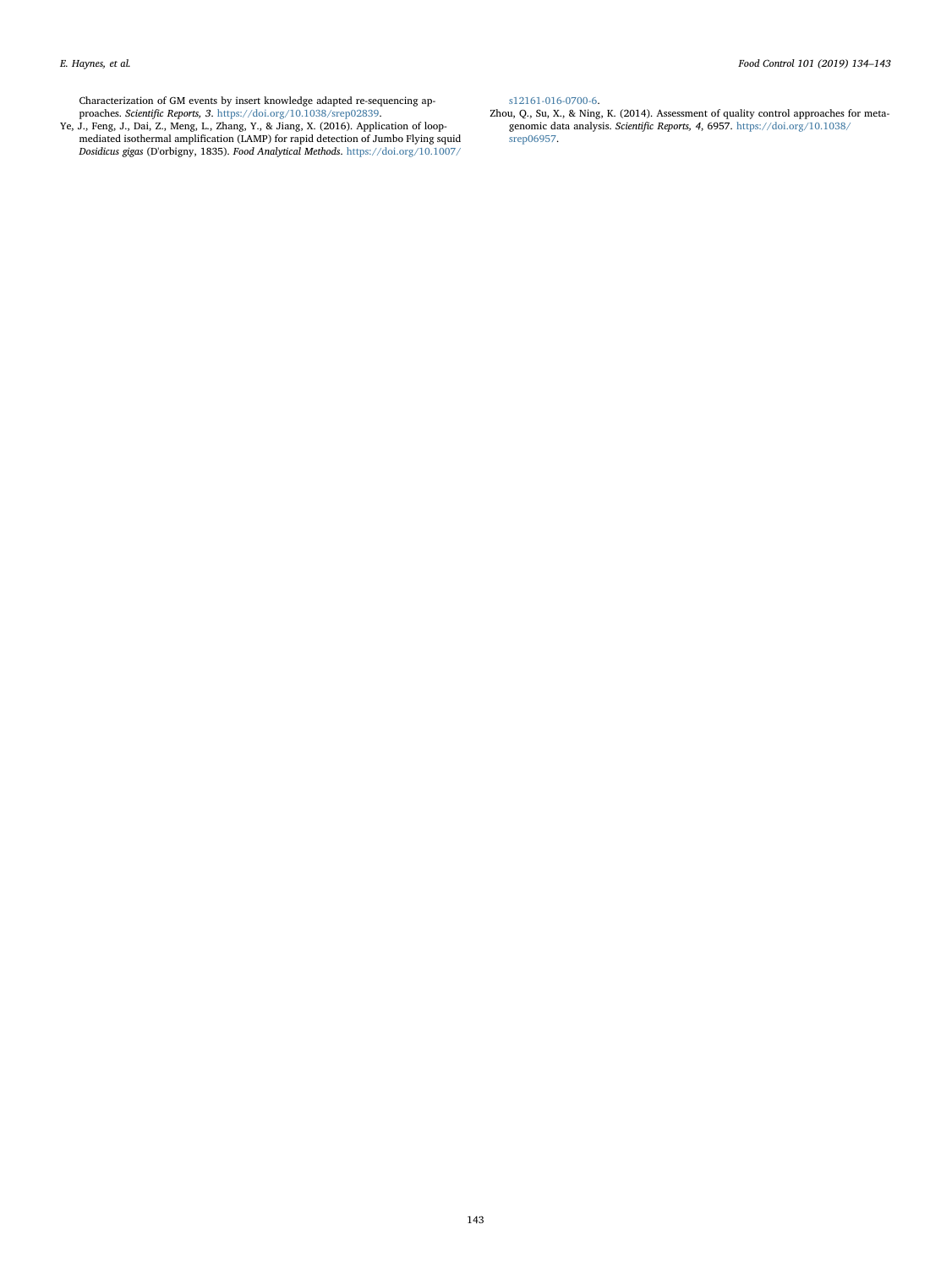Characterization of GM events by insert knowledge adapted re-sequencing approaches. *Scientific Reports, 3*. https://doi.org/10.1038/srep02839.

Ye, J., Feng, J., Dai, Z., Meng, L., Zhang, Y., & Jiang, X. (2016). Application of loop-mediated isothermal amplification (LAMP) for rapid detection of Jumbo Flying squid *Dosidicus gigas* (D'orbigny, 1835). *Food Analytical Methods*. https://doi.org/10.1007/s12161-016-0700-6.

Zhou, Q., Su, X., & Ning, K. (2014). Assessment of quality control approaches for metagenomic data analysis. *Scientific Reports, 4*, 6957. https://doi.org/10.1038/srep06957.